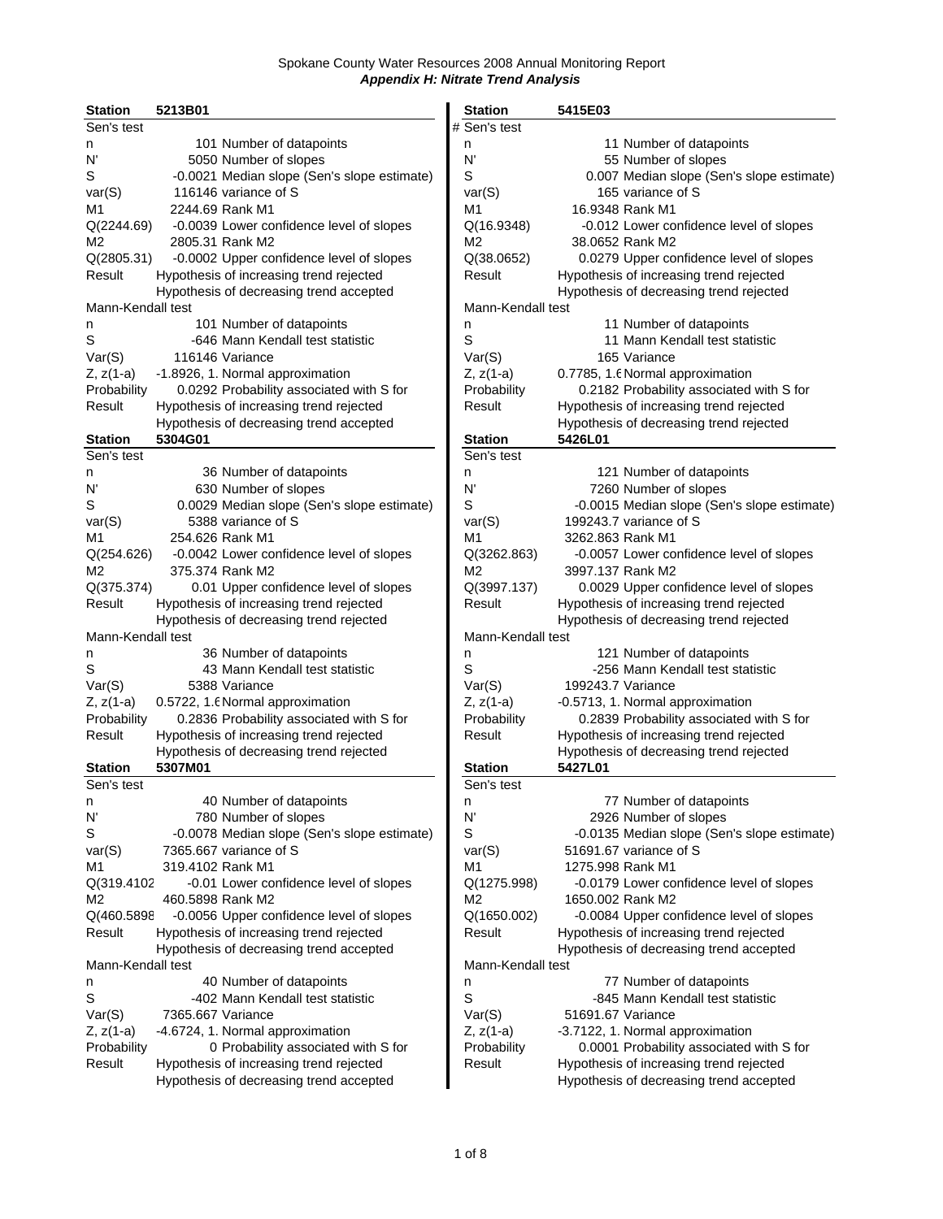Spokane County Water Resources 2008 Annual Monitoring Report

***Appendix H: Nitrate Trend Analysis***

## Station 5213B01

**Sen's test**

| | | |
|---|---|---|
| n | 101 | Number of datapoints |
| N' | 5050 | Number of slopes |
| S | -0.0021 | Median slope (Sen's slope estimate) |
| var(S) | 116146 | variance of S |
| M1 | 2244.69 | Rank M1 |
| Q(2244.69) | -0.0039 | Lower confidence level of slopes |
| M2 | 2805.31 | Rank M2 |
| Q(2805.31) | -0.0002 | Upper confidence level of slopes |
| Result | Hypothesis of increasing trend rejected | |
| | Hypothesis of decreasing trend accepted | |

**Mann-Kendall test**

| | | |
|---|---|---|
| n | 101 | Number of datapoints |
| S | -646 | Mann Kendall test statistic |
| Var(S) | 116146 | Variance |
| Z, z(1-a) | -1.8926, 1. | Normal approximation |
| Probability | 0.0292 | Probability associated with S for |
| Result | Hypothesis of increasing trend rejected | |
| | Hypothesis of decreasing trend accepted | |

## Station 5304G01

**Sen's test**

| | | |
|---|---|---|
| n | 36 | Number of datapoints |
| N' | 630 | Number of slopes |
| S | 0.0029 | Median slope (Sen's slope estimate) |
| var(S) | 5388 | variance of S |
| M1 | 254.626 | Rank M1 |
| Q(254.626) | -0.0042 | Lower confidence level of slopes |
| M2 | 375.374 | Rank M2 |
| Q(375.374) | 0.01 | Upper confidence level of slopes |
| Result | Hypothesis of increasing trend rejected | |
| | Hypothesis of decreasing trend rejected | |

**Mann-Kendall test**

| | | |
|---|---|---|
| n | 36 | Number of datapoints |
| S | 43 | Mann Kendall test statistic |
| Var(S) | 5388 | Variance |
| Z, z(1-a) | 0.5722, 1.6 | Normal approximation |
| Probability | 0.2836 | Probability associated with S for |
| Result | Hypothesis of increasing trend rejected | |
| | Hypothesis of decreasing trend rejected | |

## Station 5307M01

**Sen's test**

| | | |
|---|---|---|
| n | 40 | Number of datapoints |
| N' | 780 | Number of slopes |
| S | -0.0078 | Median slope (Sen's slope estimate) |
| var(S) | 7365.667 | variance of S |
| M1 | 319.4102 | Rank M1 |
| Q(319.4102 | -0.01 | Lower confidence level of slopes |
| M2 | 460.5898 | Rank M2 |
| Q(460.5898 | -0.0056 | Upper confidence level of slopes |
| Result | Hypothesis of increasing trend rejected | |
| | Hypothesis of decreasing trend accepted | |

**Mann-Kendall test**

| | | |
|---|---|---|
| n | 40 | Number of datapoints |
| S | -402 | Mann Kendall test statistic |
| Var(S) | 7365.667 | Variance |
| Z, z(1-a) | -4.6724, 1. | Normal approximation |
| Probability | 0 | Probability associated with S for |
| Result | Hypothesis of increasing trend rejected | |
| | Hypothesis of decreasing trend accepted | |

## Station 5415E03

**Sen's test**

| | | |
|---|---|---|
| n | 11 | Number of datapoints |
| N' | 55 | Number of slopes |
| S | 0.007 | Median slope (Sen's slope estimate) |
| var(S) | 165 | variance of S |
| M1 | 16.9348 | Rank M1 |
| Q(16.9348) | -0.012 | Lower confidence level of slopes |
| M2 | 38.0652 | Rank M2 |
| Q(38.0652) | 0.0279 | Upper confidence level of slopes |
| Result | Hypothesis of increasing trend rejected | |
| | Hypothesis of decreasing trend rejected | |

**Mann-Kendall test**

| | | |
|---|---|---|
| n | 11 | Number of datapoints |
| S | 11 | Mann Kendall test statistic |
| Var(S) | 165 | Variance |
| Z, z(1-a) | 0.7785, 1.6 | Normal approximation |
| Probability | 0.2182 | Probability associated with S for |
| Result | Hypothesis of increasing trend rejected | |
| | Hypothesis of decreasing trend rejected | |

## Station 5426L01

**Sen's test**

| | | |
|---|---|---|
| n | 121 | Number of datapoints |
| N' | 7260 | Number of slopes |
| S | -0.0015 | Median slope (Sen's slope estimate) |
| var(S) | 199243.7 | variance of S |
| M1 | 3262.863 | Rank M1 |
| Q(3262.863) | -0.0057 | Lower confidence level of slopes |
| M2 | 3997.137 | Rank M2 |
| Q(3997.137) | 0.0029 | Upper confidence level of slopes |
| Result | Hypothesis of increasing trend rejected | |
| | Hypothesis of decreasing trend rejected | |

**Mann-Kendall test**

| | | |
|---|---|---|
| n | 121 | Number of datapoints |
| S | -256 | Mann Kendall test statistic |
| Var(S) | 199243.7 | Variance |
| Z, z(1-a) | -0.5713, 1. | Normal approximation |
| Probability | 0.2839 | Probability associated with S for |
| Result | Hypothesis of increasing trend rejected | |
| | Hypothesis of decreasing trend rejected | |

## Station 5427L01

**Sen's test**

| | | |
|---|---|---|
| n | 77 | Number of datapoints |
| N' | 2926 | Number of slopes |
| S | -0.0135 | Median slope (Sen's slope estimate) |
| var(S) | 51691.67 | variance of S |
| M1 | 1275.998 | Rank M1 |
| Q(1275.998) | -0.0179 | Lower confidence level of slopes |
| M2 | 1650.002 | Rank M2 |
| Q(1650.002) | -0.0084 | Upper confidence level of slopes |
| Result | Hypothesis of increasing trend rejected | |
| | Hypothesis of decreasing trend accepted | |

**Mann-Kendall test**

| | | |
|---|---|---|
| n | 77 | Number of datapoints |
| S | -845 | Mann Kendall test statistic |
| Var(S) | 51691.67 | Variance |
| Z, z(1-a) | -3.7122, 1. | Normal approximation |
| Probability | 0.0001 | Probability associated with S for |
| Result | Hypothesis of increasing trend rejected | |
| | Hypothesis of decreasing trend accepted | |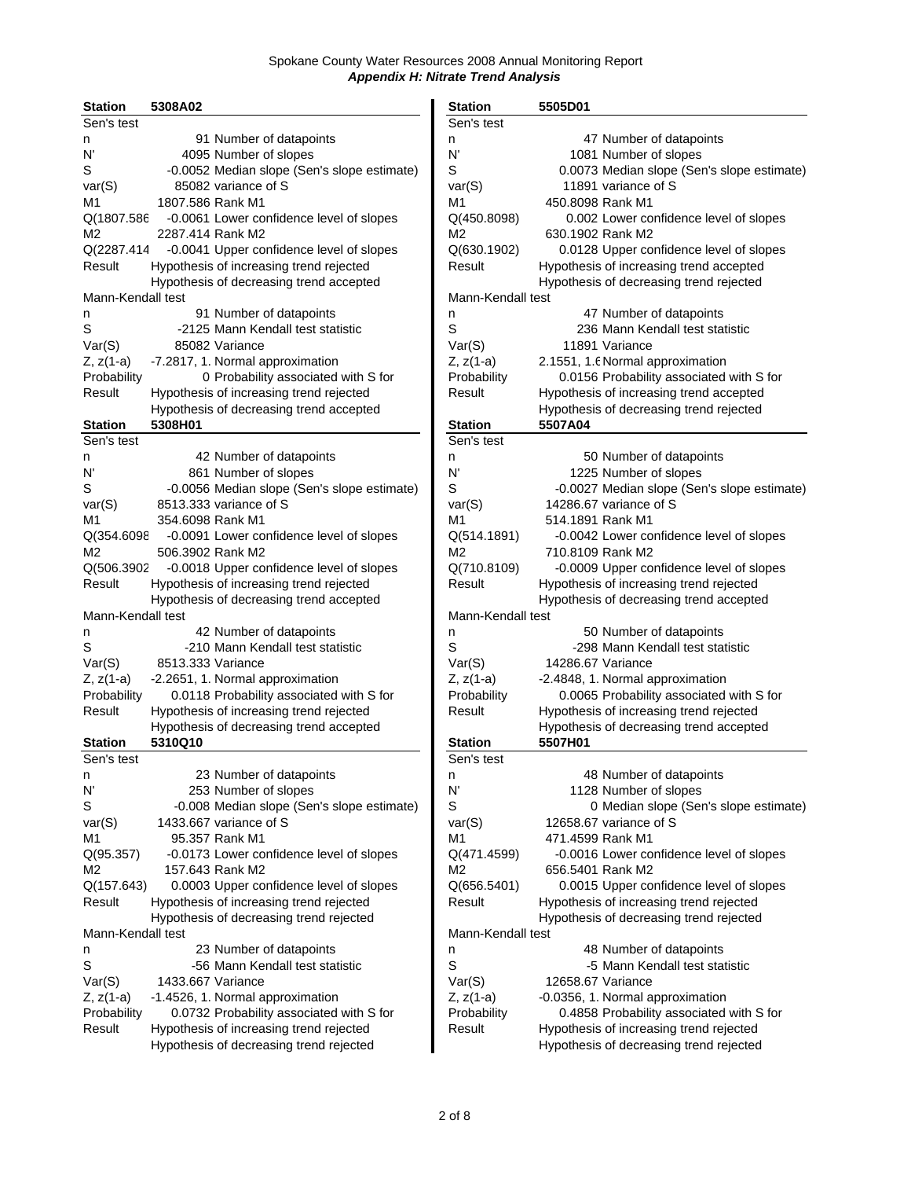**Spokane County Water Resources 2008 Annual Monitoring Report**
***Appendix H: Nitrate Trend Analysis***

## Station 5308A02

| Sen's test | | |
|---|---|---|
| n | 91 | Number of datapoints |
| N' | 4095 | Number of slopes |
| S | -0.0052 | Median slope (Sen's slope estimate) |
| var(S) | 85082 | variance of S |
| M1 | 1807.586 | Rank M1 |
| Q(1807.586 | -0.0061 | Lower confidence level of slopes |
| M2 | 2287.414 | Rank M2 |
| Q(2287.414 | -0.0041 | Upper confidence level of slopes |
| Result | Hypothesis of increasing trend rejected | |
| | Hypothesis of decreasing trend accepted | |

| Mann-Kendall test | | |
|---|---|---|
| n | 91 | Number of datapoints |
| S | -2125 | Mann Kendall test statistic |
| Var(S) | 85082 | Variance |
| Z, z(1-a) | -7.2817, 1. | Normal approximation |
| Probability | 0 | Probability associated with S for |
| Result | Hypothesis of increasing trend rejected | |
| | Hypothesis of decreasing trend accepted | |

## Station 5308H01

| Sen's test | | |
|---|---|---|
| n | 42 | Number of datapoints |
| N' | 861 | Number of slopes |
| S | -0.0056 | Median slope (Sen's slope estimate) |
| var(S) | 8513.333 | variance of S |
| M1 | 354.6098 | Rank M1 |
| Q(354.6098 | -0.0091 | Lower confidence level of slopes |
| M2 | 506.3902 | Rank M2 |
| Q(506.3902 | -0.0018 | Upper confidence level of slopes |
| Result | Hypothesis of increasing trend rejected | |
| | Hypothesis of decreasing trend accepted | |

| Mann-Kendall test | | |
|---|---|---|
| n | 42 | Number of datapoints |
| S | -210 | Mann Kendall test statistic |
| Var(S) | 8513.333 | Variance |
| Z, z(1-a) | -2.2651, 1. | Normal approximation |
| Probability | 0.0118 | Probability associated with S for |
| Result | Hypothesis of increasing trend rejected | |
| | Hypothesis of decreasing trend accepted | |

## Station 5310Q10

| Sen's test | | |
|---|---|---|
| n | 23 | Number of datapoints |
| N' | 253 | Number of slopes |
| S | -0.008 | Median slope (Sen's slope estimate) |
| var(S) | 1433.667 | variance of S |
| M1 | 95.357 | Rank M1 |
| Q(95.357) | -0.0173 | Lower confidence level of slopes |
| M2 | 157.643 | Rank M2 |
| Q(157.643) | 0.0003 | Upper confidence level of slopes |
| Result | Hypothesis of increasing trend rejected | |
| | Hypothesis of decreasing trend rejected | |

| Mann-Kendall test | | |
|---|---|---|
| n | 23 | Number of datapoints |
| S | -56 | Mann Kendall test statistic |
| Var(S) | 1433.667 | Variance |
| Z, z(1-a) | -1.4526, 1. | Normal approximation |
| Probability | 0.0732 | Probability associated with S for |
| Result | Hypothesis of increasing trend rejected | |
| | Hypothesis of decreasing trend rejected | |

## Station 5505D01

| Sen's test | | |
|---|---|---|
| n | 47 | Number of datapoints |
| N' | 1081 | Number of slopes |
| S | 0.0073 | Median slope (Sen's slope estimate) |
| var(S) | 11891 | variance of S |
| M1 | 450.8098 | Rank M1 |
| Q(450.8098) | 0.002 | Lower confidence level of slopes |
| M2 | 630.1902 | Rank M2 |
| Q(630.1902) | 0.0128 | Upper confidence level of slopes |
| Result | Hypothesis of increasing trend accepted | |
| | Hypothesis of decreasing trend rejected | |

| Mann-Kendall test | | |
|---|---|---|
| n | 47 | Number of datapoints |
| S | 236 | Mann Kendall test statistic |
| Var(S) | 11891 | Variance |
| Z, z(1-a) | 2.1551, 1.6 | Normal approximation |
| Probability | 0.0156 | Probability associated with S for |
| Result | Hypothesis of increasing trend accepted | |
| | Hypothesis of decreasing trend rejected | |

## Station 5507A04

| Sen's test | | |
|---|---|---|
| n | 50 | Number of datapoints |
| N' | 1225 | Number of slopes |
| S | -0.0027 | Median slope (Sen's slope estimate) |
| var(S) | 14286.67 | variance of S |
| M1 | 514.1891 | Rank M1 |
| Q(514.1891) | -0.0042 | Lower confidence level of slopes |
| M2 | 710.8109 | Rank M2 |
| Q(710.8109) | -0.0009 | Upper confidence level of slopes |
| Result | Hypothesis of increasing trend rejected | |
| | Hypothesis of decreasing trend accepted | |

| Mann-Kendall test | | |
|---|---|---|
| n | 50 | Number of datapoints |
| S | -298 | Mann Kendall test statistic |
| Var(S) | 14286.67 | Variance |
| Z, z(1-a) | -2.4848, 1. | Normal approximation |
| Probability | 0.0065 | Probability associated with S for |
| Result | Hypothesis of increasing trend rejected | |
| | Hypothesis of decreasing trend accepted | |

## Station 5507H01

| Sen's test | | |
|---|---|---|
| n | 48 | Number of datapoints |
| N' | 1128 | Number of slopes |
| S | 0 | Median slope (Sen's slope estimate) |
| var(S) | 12658.67 | variance of S |
| M1 | 471.4599 | Rank M1 |
| Q(471.4599) | -0.0016 | Lower confidence level of slopes |
| M2 | 656.5401 | Rank M2 |
| Q(656.5401) | 0.0015 | Upper confidence level of slopes |
| Result | Hypothesis of increasing trend rejected | |
| | Hypothesis of decreasing trend rejected | |

| Mann-Kendall test | | |
|---|---|---|
| n | 48 | Number of datapoints |
| S | -5 | Mann Kendall test statistic |
| Var(S) | 12658.67 | Variance |
| Z, z(1-a) | -0.0356, 1. | Normal approximation |
| Probability | 0.4858 | Probability associated with S for |
| Result | Hypothesis of increasing trend rejected | |
| | Hypothesis of decreasing trend rejected | |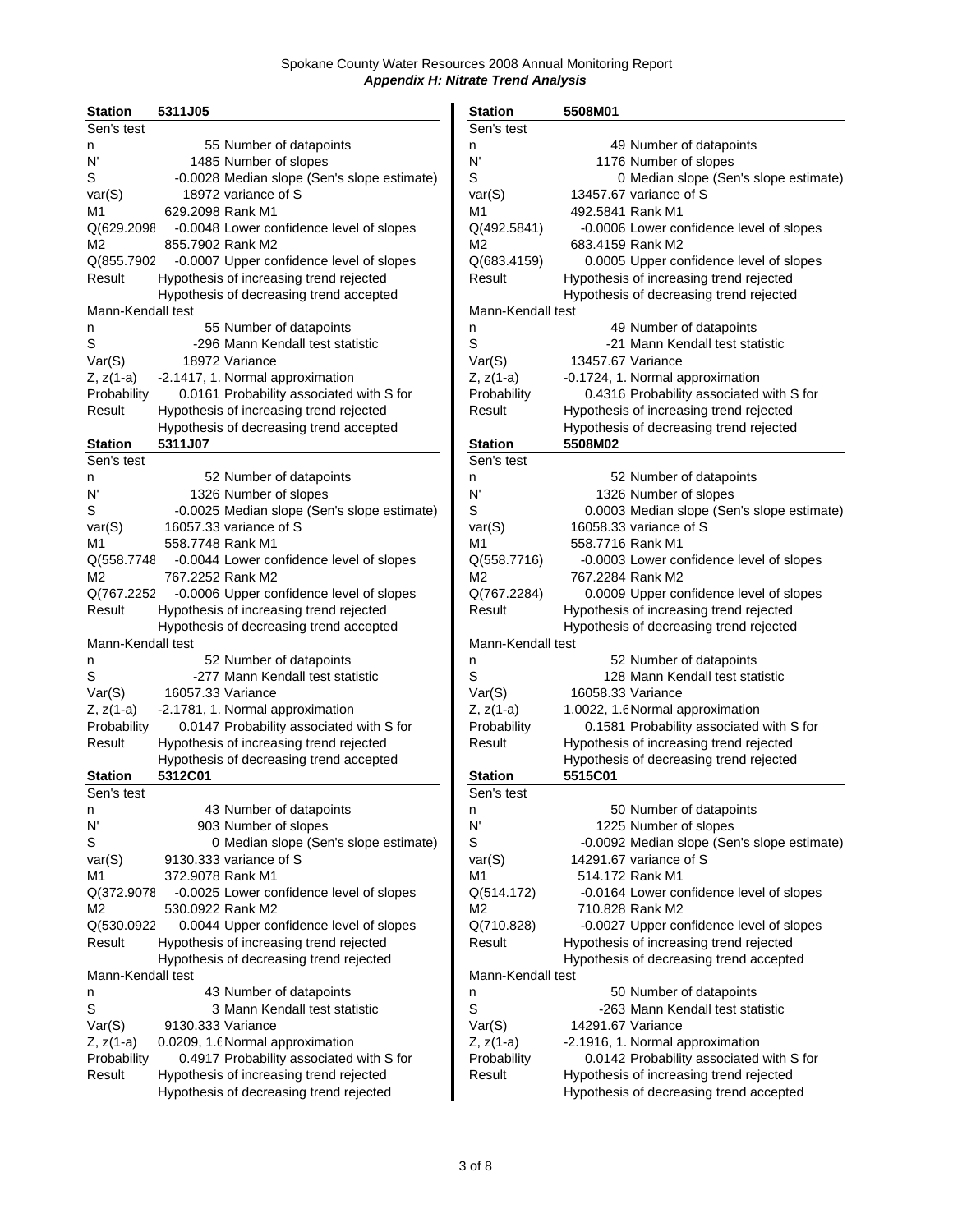### Station 5311J05

| Sen's test | | |
|---|---|---|
| n | 55 | Number of datapoints |
| N' | 1485 | Number of slopes |
| S | -0.0028 | Median slope (Sen's slope estimate) |
| var(S) | 18972 | variance of S |
| M1 | 629.2098 | Rank M1 |
| Q(629.2098 | -0.0048 | Lower confidence level of slopes |
| M2 | 855.7902 | Rank M2 |
| Q(855.7902 | -0.0007 | Upper confidence level of slopes |
| Result | Hypothesis of increasing trend rejected | |
| | Hypothesis of decreasing trend accepted | |
| **Mann-Kendall test** | | |
| n | 55 | Number of datapoints |
| S | -296 | Mann Kendall test statistic |
| Var(S) | 18972 | Variance |
| Z, z(1-a) | -2.1417, 1. | Normal approximation |
| Probability | 0.0161 | Probability associated with S for |
| Result | Hypothesis of increasing trend rejected | |
| | Hypothesis of decreasing trend accepted | |

### Station 5311J07

| Sen's test | | |
|---|---|---|
| n | 52 | Number of datapoints |
| N' | 1326 | Number of slopes |
| S | -0.0025 | Median slope (Sen's slope estimate) |
| var(S) | 16057.33 | variance of S |
| M1 | 558.7748 | Rank M1 |
| Q(558.7748 | -0.0044 | Lower confidence level of slopes |
| M2 | 767.2252 | Rank M2 |
| Q(767.2252 | -0.0006 | Upper confidence level of slopes |
| Result | Hypothesis of increasing trend rejected | |
| | Hypothesis of decreasing trend accepted | |
| **Mann-Kendall test** | | |
| n | 52 | Number of datapoints |
| S | -277 | Mann Kendall test statistic |
| Var(S) | 16057.33 | Variance |
| Z, z(1-a) | -2.1781, 1. | Normal approximation |
| Probability | 0.0147 | Probability associated with S for |
| Result | Hypothesis of increasing trend rejected | |
| | Hypothesis of decreasing trend accepted | |

### Station 5312C01

| Sen's test | | |
|---|---|---|
| n | 43 | Number of datapoints |
| N' | 903 | Number of slopes |
| S | 0 | Median slope (Sen's slope estimate) |
| var(S) | 9130.333 | variance of S |
| M1 | 372.9078 | Rank M1 |
| Q(372.9078 | -0.0025 | Lower confidence level of slopes |
| M2 | 530.0922 | Rank M2 |
| Q(530.0922 | 0.0044 | Upper confidence level of slopes |
| Result | Hypothesis of increasing trend rejected | |
| | Hypothesis of decreasing trend rejected | |
| **Mann-Kendall test** | | |
| n | 43 | Number of datapoints |
| S | 3 | Mann Kendall test statistic |
| Var(S) | 9130.333 | Variance |
| Z, z(1-a) | 0.0209, 1.6 | Normal approximation |
| Probability | 0.4917 | Probability associated with S for |
| Result | Hypothesis of increasing trend rejected | |
| | Hypothesis of decreasing trend rejected | |

### Station 5508M01

| Sen's test | | |
|---|---|---|
| n | 49 | Number of datapoints |
| N' | 1176 | Number of slopes |
| S | 0 | Median slope (Sen's slope estimate) |
| var(S) | 13457.67 | variance of S |
| M1 | 492.5841 | Rank M1 |
| Q(492.5841) | -0.0006 | Lower confidence level of slopes |
| M2 | 683.4159 | Rank M2 |
| Q(683.4159) | 0.0005 | Upper confidence level of slopes |
| Result | Hypothesis of increasing trend rejected | |
| | Hypothesis of decreasing trend rejected | |
| **Mann-Kendall test** | | |
| n | 49 | Number of datapoints |
| S | -21 | Mann Kendall test statistic |
| Var(S) | 13457.67 | Variance |
| Z, z(1-a) | -0.1724, 1. | Normal approximation |
| Probability | 0.4316 | Probability associated with S for |
| Result | Hypothesis of increasing trend rejected | |
| | Hypothesis of decreasing trend rejected | |

### Station 5508M02

| Sen's test | | |
|---|---|---|
| n | 52 | Number of datapoints |
| N' | 1326 | Number of slopes |
| S | 0.0003 | Median slope (Sen's slope estimate) |
| var(S) | 16058.33 | variance of S |
| M1 | 558.7716 | Rank M1 |
| Q(558.7716) | -0.0003 | Lower confidence level of slopes |
| M2 | 767.2284 | Rank M2 |
| Q(767.2284) | 0.0009 | Upper confidence level of slopes |
| Result | Hypothesis of increasing trend rejected | |
| | Hypothesis of decreasing trend rejected | |
| **Mann-Kendall test** | | |
| n | 52 | Number of datapoints |
| S | 128 | Mann Kendall test statistic |
| Var(S) | 16058.33 | Variance |
| Z, z(1-a) | 1.0022, 1.6 | Normal approximation |
| Probability | 0.1581 | Probability associated with S for |
| Result | Hypothesis of increasing trend rejected | |
| | Hypothesis of decreasing trend rejected | |

### Station 5515C01

| Sen's test | | |
|---|---|---|
| n | 50 | Number of datapoints |
| N' | 1225 | Number of slopes |
| S | -0.0092 | Median slope (Sen's slope estimate) |
| var(S) | 14291.67 | variance of S |
| M1 | 514.172 | Rank M1 |
| Q(514.172) | -0.0164 | Lower confidence level of slopes |
| M2 | 710.828 | Rank M2 |
| Q(710.828) | -0.0027 | Upper confidence level of slopes |
| Result | Hypothesis of increasing trend rejected | |
| | Hypothesis of decreasing trend accepted | |
| **Mann-Kendall test** | | |
| n | 50 | Number of datapoints |
| S | -263 | Mann Kendall test statistic |
| Var(S) | 14291.67 | Variance |
| Z, z(1-a) | -2.1916, 1. | Normal approximation |
| Probability | 0.0142 | Probability associated with S for |
| Result | Hypothesis of increasing trend rejected | |
| | Hypothesis of decreasing trend accepted | |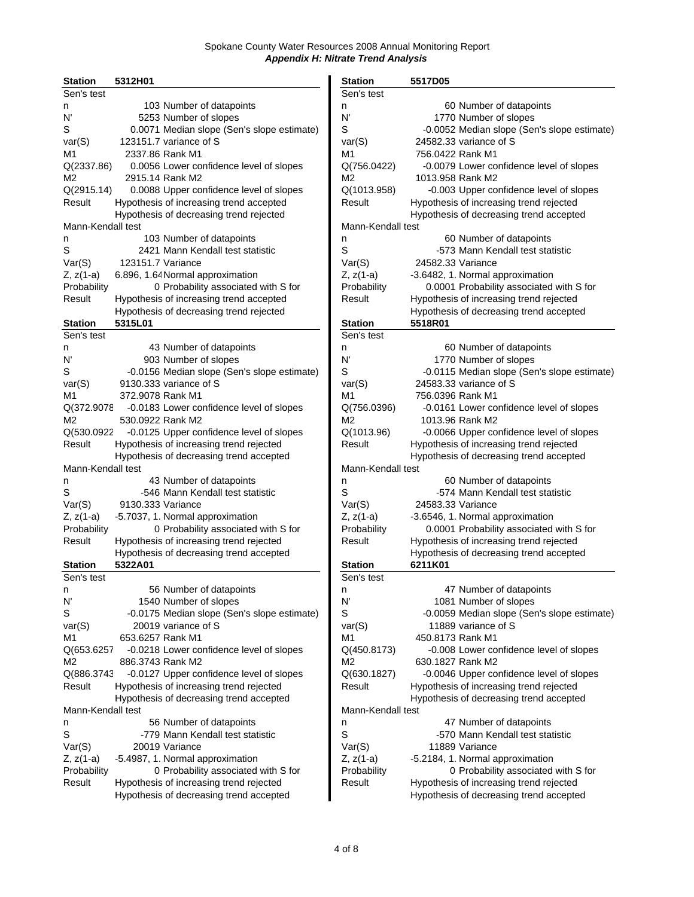Spokane County Water Resources 2008 Annual Monitoring Report
***Appendix H: Nitrate Trend Analysis***

| **Station** | **5312H01** |
|---|---|
| Sen's test | |
| n | 103 Number of datapoints |
| N' | 5253 Number of slopes |
| S | 0.0071 Median slope (Sen's slope estimate) |
| var(S) | 123151.7 variance of S |
| M1 | 2337.86 Rank M1 |
| Q(2337.86) | 0.0056 Lower confidence level of slopes |
| M2 | 2915.14 Rank M2 |
| Q(2915.14) | 0.0088 Upper confidence level of slopes |
| Result | Hypothesis of increasing trend accepted |
| | Hypothesis of decreasing trend rejected |
| Mann-Kendall test | |
| n | 103 Number of datapoints |
| S | 2421 Mann Kendall test statistic |
| Var(S) | 123151.7 Variance |
| Z, z(1-a) | 6.896, 1.64 Normal approximation |
| Probability | 0 Probability associated with S for |
| Result | Hypothesis of increasing trend accepted |
| | Hypothesis of decreasing trend rejected |

| **Station** | **5315L01** |
|---|---|
| Sen's test | |
| n | 43 Number of datapoints |
| N' | 903 Number of slopes |
| S | -0.0156 Median slope (Sen's slope estimate) |
| var(S) | 9130.333 variance of S |
| M1 | 372.9078 Rank M1 |
| Q(372.9078 | -0.0183 Lower confidence level of slopes |
| M2 | 530.0922 Rank M2 |
| Q(530.0922 | -0.0125 Upper confidence level of slopes |
| Result | Hypothesis of increasing trend rejected |
| | Hypothesis of decreasing trend accepted |
| Mann-Kendall test | |
| n | 43 Number of datapoints |
| S | -546 Mann Kendall test statistic |
| Var(S) | 9130.333 Variance |
| Z, z(1-a) | -5.7037, 1. Normal approximation |
| Probability | 0 Probability associated with S for |
| Result | Hypothesis of increasing trend rejected |
| | Hypothesis of decreasing trend accepted |

| **Station** | **5322A01** |
|---|---|
| Sen's test | |
| n | 56 Number of datapoints |
| N' | 1540 Number of slopes |
| S | -0.0175 Median slope (Sen's slope estimate) |
| var(S) | 20019 variance of S |
| M1 | 653.6257 Rank M1 |
| Q(653.6257 | -0.0218 Lower confidence level of slopes |
| M2 | 886.3743 Rank M2 |
| Q(886.3743 | -0.0127 Upper confidence level of slopes |
| Result | Hypothesis of increasing trend rejected |
| | Hypothesis of decreasing trend accepted |
| Mann-Kendall test | |
| n | 56 Number of datapoints |
| S | -779 Mann Kendall test statistic |
| Var(S) | 20019 Variance |
| Z, z(1-a) | -5.4987, 1. Normal approximation |
| Probability | 0 Probability associated with S for |
| Result | Hypothesis of increasing trend rejected |
| | Hypothesis of decreasing trend accepted |

| **Station** | **5517D05** |
|---|---|
| Sen's test | |
| n | 60 Number of datapoints |
| N' | 1770 Number of slopes |
| S | -0.0052 Median slope (Sen's slope estimate) |
| var(S) | 24582.33 variance of S |
| M1 | 756.0422 Rank M1 |
| Q(756.0422) | -0.0079 Lower confidence level of slopes |
| M2 | 1013.958 Rank M2 |
| Q(1013.958) | -0.003 Upper confidence level of slopes |
| Result | Hypothesis of increasing trend rejected |
| | Hypothesis of decreasing trend accepted |
| Mann-Kendall test | |
| n | 60 Number of datapoints |
| S | -573 Mann Kendall test statistic |
| Var(S) | 24582.33 Variance |
| Z, z(1-a) | -3.6482, 1. Normal approximation |
| Probability | 0.0001 Probability associated with S for |
| Result | Hypothesis of increasing trend rejected |
| | Hypothesis of decreasing trend accepted |

| **Station** | **5518R01** |
|---|---|
| Sen's test | |
| n | 60 Number of datapoints |
| N' | 1770 Number of slopes |
| S | -0.0115 Median slope (Sen's slope estimate) |
| var(S) | 24583.33 variance of S |
| M1 | 756.0396 Rank M1 |
| Q(756.0396) | -0.0161 Lower confidence level of slopes |
| M2 | 1013.96 Rank M2 |
| Q(1013.96) | -0.0066 Upper confidence level of slopes |
| Result | Hypothesis of increasing trend rejected |
| | Hypothesis of decreasing trend accepted |
| Mann-Kendall test | |
| n | 60 Number of datapoints |
| S | -574 Mann Kendall test statistic |
| Var(S) | 24583.33 Variance |
| Z, z(1-a) | -3.6546, 1. Normal approximation |
| Probability | 0.0001 Probability associated with S for |
| Result | Hypothesis of increasing trend rejected |
| | Hypothesis of decreasing trend accepted |

| **Station** | **6211K01** |
|---|---|
| Sen's test | |
| n | 47 Number of datapoints |
| N' | 1081 Number of slopes |
| S | -0.0059 Median slope (Sen's slope estimate) |
| var(S) | 11889 variance of S |
| M1 | 450.8173 Rank M1 |
| Q(450.8173) | -0.008 Lower confidence level of slopes |
| M2 | 630.1827 Rank M2 |
| Q(630.1827) | -0.0046 Upper confidence level of slopes |
| Result | Hypothesis of increasing trend rejected |
| | Hypothesis of decreasing trend accepted |
| Mann-Kendall test | |
| n | 47 Number of datapoints |
| S | -570 Mann Kendall test statistic |
| Var(S) | 11889 Variance |
| Z, z(1-a) | -5.2184, 1. Normal approximation |
| Probability | 0 Probability associated with S for |
| Result | Hypothesis of increasing trend rejected |
| | Hypothesis of decreasing trend accepted |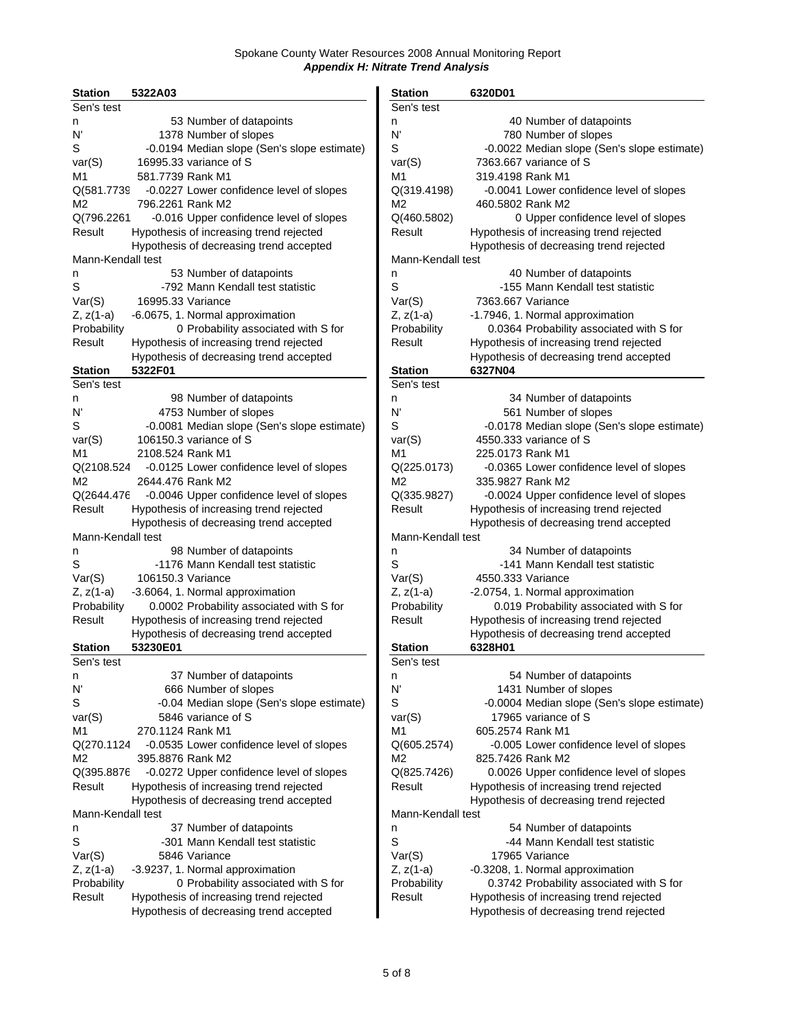## Appendix H: Nitrate Trend Analysis

### Station 5322A03

| Sen's test | | |
|---|---|---|
| n | 53 | Number of datapoints |
| N' | 1378 | Number of slopes |
| S | -0.0194 | Median slope (Sen's slope estimate) |
| var(S) | 16995.33 | variance of S |
| M1 | 581.7739 | Rank M1 |
| Q(581.7739 | -0.0227 | Lower confidence level of slopes |
| M2 | 796.2261 | Rank M2 |
| Q(796.2261 | -0.016 | Upper confidence level of slopes |
| Result | Hypothesis of increasing trend rejected | |
| | Hypothesis of decreasing trend accepted | |

| Mann-Kendall test | | |
|---|---|---|
| n | 53 | Number of datapoints |
| S | -792 | Mann Kendall test statistic |
| Var(S) | 16995.33 | Variance |
| Z, z(1-a) | -6.0675, 1. | Normal approximation |
| Probability | 0 | Probability associated with S for |
| Result | Hypothesis of increasing trend rejected | |
| | Hypothesis of decreasing trend accepted | |

### Station 5322F01

| Sen's test | | |
|---|---|---|
| n | 98 | Number of datapoints |
| N' | 4753 | Number of slopes |
| S | -0.0081 | Median slope (Sen's slope estimate) |
| var(S) | 106150.3 | variance of S |
| M1 | 2108.524 | Rank M1 |
| Q(2108.524 | -0.0125 | Lower confidence level of slopes |
| M2 | 2644.476 | Rank M2 |
| Q(2644.476 | -0.0046 | Upper confidence level of slopes |
| Result | Hypothesis of increasing trend rejected | |
| | Hypothesis of decreasing trend accepted | |

| Mann-Kendall test | | |
|---|---|---|
| n | 98 | Number of datapoints |
| S | -1176 | Mann Kendall test statistic |
| Var(S) | 106150.3 | Variance |
| Z, z(1-a) | -3.6064, 1. | Normal approximation |
| Probability | 0.0002 | Probability associated with S for |
| Result | Hypothesis of increasing trend rejected | |
| | Hypothesis of decreasing trend accepted | |

### Station 53230E01

| Sen's test | | |
|---|---|---|
| n | 37 | Number of datapoints |
| N' | 666 | Number of slopes |
| S | -0.04 | Median slope (Sen's slope estimate) |
| var(S) | 5846 | variance of S |
| M1 | 270.1124 | Rank M1 |
| Q(270.1124 | -0.0535 | Lower confidence level of slopes |
| M2 | 395.8876 | Rank M2 |
| Q(395.8876 | -0.0272 | Upper confidence level of slopes |
| Result | Hypothesis of increasing trend rejected | |
| | Hypothesis of decreasing trend accepted | |

| Mann-Kendall test | | |
|---|---|---|
| n | 37 | Number of datapoints |
| S | -301 | Mann Kendall test statistic |
| Var(S) | 5846 | Variance |
| Z, z(1-a) | -3.9237, 1. | Normal approximation |
| Probability | 0 | Probability associated with S for |
| Result | Hypothesis of increasing trend rejected | |
| | Hypothesis of decreasing trend accepted | |

### Station 6320D01

| Sen's test | | |
|---|---|---|
| n | 40 | Number of datapoints |
| N' | 780 | Number of slopes |
| S | -0.0022 | Median slope (Sen's slope estimate) |
| var(S) | 7363.667 | variance of S |
| M1 | 319.4198 | Rank M1 |
| Q(319.4198) | -0.0041 | Lower confidence level of slopes |
| M2 | 460.5802 | Rank M2 |
| Q(460.5802) | 0 | Upper confidence level of slopes |
| Result | Hypothesis of increasing trend rejected | |
| | Hypothesis of decreasing trend rejected | |

| Mann-Kendall test | | |
|---|---|---|
| n | 40 | Number of datapoints |
| S | -155 | Mann Kendall test statistic |
| Var(S) | 7363.667 | Variance |
| Z, z(1-a) | -1.7946, 1. | Normal approximation |
| Probability | 0.0364 | Probability associated with S for |
| Result | Hypothesis of increasing trend rejected | |
| | Hypothesis of decreasing trend accepted | |

### Station 6327N04

| Sen's test | | |
|---|---|---|
| n | 34 | Number of datapoints |
| N' | 561 | Number of slopes |
| S | -0.0178 | Median slope (Sen's slope estimate) |
| var(S) | 4550.333 | variance of S |
| M1 | 225.0173 | Rank M1 |
| Q(225.0173) | -0.0365 | Lower confidence level of slopes |
| M2 | 335.9827 | Rank M2 |
| Q(335.9827) | -0.0024 | Upper confidence level of slopes |
| Result | Hypothesis of increasing trend rejected | |
| | Hypothesis of decreasing trend accepted | |

| Mann-Kendall test | | |
|---|---|---|
| n | 34 | Number of datapoints |
| S | -141 | Mann Kendall test statistic |
| Var(S) | 4550.333 | Variance |
| Z, z(1-a) | -2.0754, 1. | Normal approximation |
| Probability | 0.019 | Probability associated with S for |
| Result | Hypothesis of increasing trend rejected | |
| | Hypothesis of decreasing trend accepted | |

### Station 6328H01

| Sen's test | | |
|---|---|---|
| n | 54 | Number of datapoints |
| N' | 1431 | Number of slopes |
| S | -0.0004 | Median slope (Sen's slope estimate) |
| var(S) | 17965 | variance of S |
| M1 | 605.2574 | Rank M1 |
| Q(605.2574) | -0.005 | Lower confidence level of slopes |
| M2 | 825.7426 | Rank M2 |
| Q(825.7426) | 0.0026 | Upper confidence level of slopes |
| Result | Hypothesis of increasing trend rejected | |
| | Hypothesis of decreasing trend rejected | |

| Mann-Kendall test | | |
|---|---|---|
| n | 54 | Number of datapoints |
| S | -44 | Mann Kendall test statistic |
| Var(S) | 17965 | Variance |
| Z, z(1-a) | -0.3208, 1. | Normal approximation |
| Probability | 0.3742 | Probability associated with S for |
| Result | Hypothesis of increasing trend rejected | |
| | Hypothesis of decreasing trend rejected | |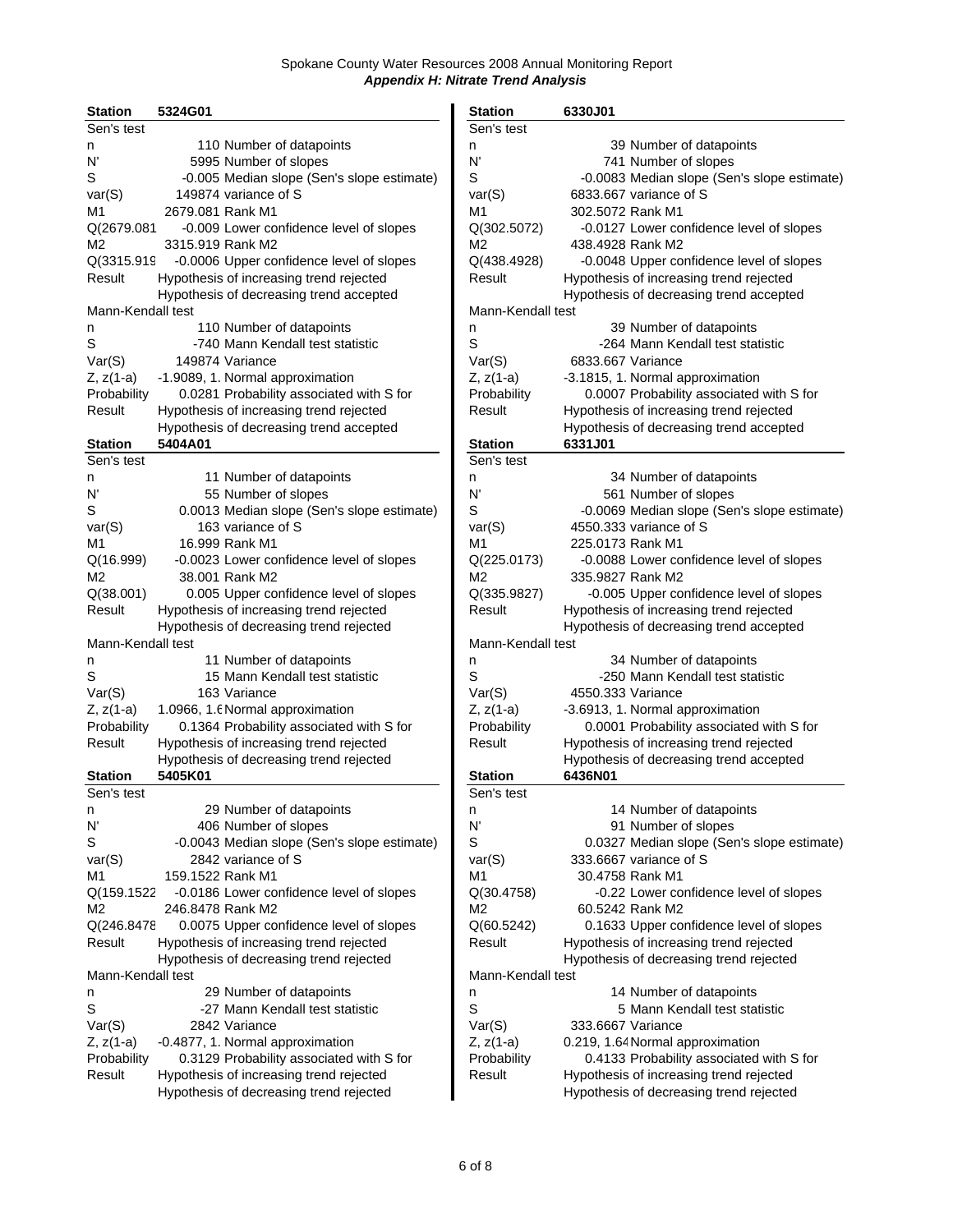Spokane County Water Resources 2008 Annual Monitoring Report
***Appendix H: Nitrate Trend Analysis***

| **Station** | **5324G01** | |
|---|---|---|
| Sen's test | | |
| n | 110 | Number of datapoints |
| N' | 5995 | Number of slopes |
| S | -0.005 | Median slope (Sen's slope estimate) |
| var(S) | 149874 | variance of S |
| M1 | 2679.081 | Rank M1 |
| Q(2679.081 | -0.009 | Lower confidence level of slopes |
| M2 | 3315.919 | Rank M2 |
| Q(3315.919 | -0.0006 | Upper confidence level of slopes |
| Result | Hypothesis of increasing trend rejected | |
| | Hypothesis of decreasing trend accepted | |
| Mann-Kendall test | | |
| n | 110 | Number of datapoints |
| S | -740 | Mann Kendall test statistic |
| Var(S) | 149874 | Variance |
| Z, z(1-a) | -1.9089, 1. | Normal approximation |
| Probability | 0.0281 | Probability associated with S for |
| Result | Hypothesis of increasing trend rejected | |
| | Hypothesis of decreasing trend accepted | |

| **Station** | **5404A01** | |
|---|---|---|
| Sen's test | | |
| n | 11 | Number of datapoints |
| N' | 55 | Number of slopes |
| S | 0.0013 | Median slope (Sen's slope estimate) |
| var(S) | 163 | variance of S |
| M1 | 16.999 | Rank M1 |
| Q(16.999) | -0.0023 | Lower confidence level of slopes |
| M2 | 38.001 | Rank M2 |
| Q(38.001) | 0.005 | Upper confidence level of slopes |
| Result | Hypothesis of increasing trend rejected | |
| | Hypothesis of decreasing trend rejected | |
| Mann-Kendall test | | |
| n | 11 | Number of datapoints |
| S | 15 | Mann Kendall test statistic |
| Var(S) | 163 | Variance |
| Z, z(1-a) | 1.0966, 1.6 | Normal approximation |
| Probability | 0.1364 | Probability associated with S for |
| Result | Hypothesis of increasing trend rejected | |
| | Hypothesis of decreasing trend rejected | |

| **Station** | **5405K01** | |
|---|---|---|
| Sen's test | | |
| n | 29 | Number of datapoints |
| N' | 406 | Number of slopes |
| S | -0.0043 | Median slope (Sen's slope estimate) |
| var(S) | 2842 | variance of S |
| M1 | 159.1522 | Rank M1 |
| Q(159.1522 | -0.0186 | Lower confidence level of slopes |
| M2 | 246.8478 | Rank M2 |
| Q(246.8478 | 0.0075 | Upper confidence level of slopes |
| Result | Hypothesis of increasing trend rejected | |
| | Hypothesis of decreasing trend rejected | |
| Mann-Kendall test | | |
| n | 29 | Number of datapoints |
| S | -27 | Mann Kendall test statistic |
| Var(S) | 2842 | Variance |
| Z, z(1-a) | -0.4877, 1. | Normal approximation |
| Probability | 0.3129 | Probability associated with S for |
| Result | Hypothesis of increasing trend rejected | |
| | Hypothesis of decreasing trend rejected | |

| **Station** | **6330J01** | |
|---|---|---|
| Sen's test | | |
| n | 39 | Number of datapoints |
| N' | 741 | Number of slopes |
| S | -0.0083 | Median slope (Sen's slope estimate) |
| var(S) | 6833.667 | variance of S |
| M1 | 302.5072 | Rank M1 |
| Q(302.5072) | -0.0127 | Lower confidence level of slopes |
| M2 | 438.4928 | Rank M2 |
| Q(438.4928) | -0.0048 | Upper confidence level of slopes |
| Result | Hypothesis of increasing trend rejected | |
| | Hypothesis of decreasing trend accepted | |
| Mann-Kendall test | | |
| n | 39 | Number of datapoints |
| S | -264 | Mann Kendall test statistic |
| Var(S) | 6833.667 | Variance |
| Z, z(1-a) | -3.1815, 1. | Normal approximation |
| Probability | 0.0007 | Probability associated with S for |
| Result | Hypothesis of increasing trend rejected | |
| | Hypothesis of decreasing trend accepted | |

| **Station** | **6331J01** | |
|---|---|---|
| Sen's test | | |
| n | 34 | Number of datapoints |
| N' | 561 | Number of slopes |
| S | -0.0069 | Median slope (Sen's slope estimate) |
| var(S) | 4550.333 | variance of S |
| M1 | 225.0173 | Rank M1 |
| Q(225.0173) | -0.0088 | Lower confidence level of slopes |
| M2 | 335.9827 | Rank M2 |
| Q(335.9827) | -0.005 | Upper confidence level of slopes |
| Result | Hypothesis of increasing trend rejected | |
| | Hypothesis of decreasing trend accepted | |
| Mann-Kendall test | | |
| n | 34 | Number of datapoints |
| S | -250 | Mann Kendall test statistic |
| Var(S) | 4550.333 | Variance |
| Z, z(1-a) | -3.6913, 1. | Normal approximation |
| Probability | 0.0001 | Probability associated with S for |
| Result | Hypothesis of increasing trend rejected | |
| | Hypothesis of decreasing trend accepted | |

| **Station** | **6436N01** | |
|---|---|---|
| Sen's test | | |
| n | 14 | Number of datapoints |
| N' | 91 | Number of slopes |
| S | 0.0327 | Median slope (Sen's slope estimate) |
| var(S) | 333.6667 | variance of S |
| M1 | 30.4758 | Rank M1 |
| Q(30.4758) | -0.22 | Lower confidence level of slopes |
| M2 | 60.5242 | Rank M2 |
| Q(60.5242) | 0.1633 | Upper confidence level of slopes |
| Result | Hypothesis of increasing trend rejected | |
| | Hypothesis of decreasing trend rejected | |
| Mann-Kendall test | | |
| n | 14 | Number of datapoints |
| S | 5 | Mann Kendall test statistic |
| Var(S) | 333.6667 | Variance |
| Z, z(1-a) | 0.219, 1.64 | Normal approximation |
| Probability | 0.4133 | Probability associated with S for |
| Result | Hypothesis of increasing trend rejected | |
| | Hypothesis of decreasing trend rejected | |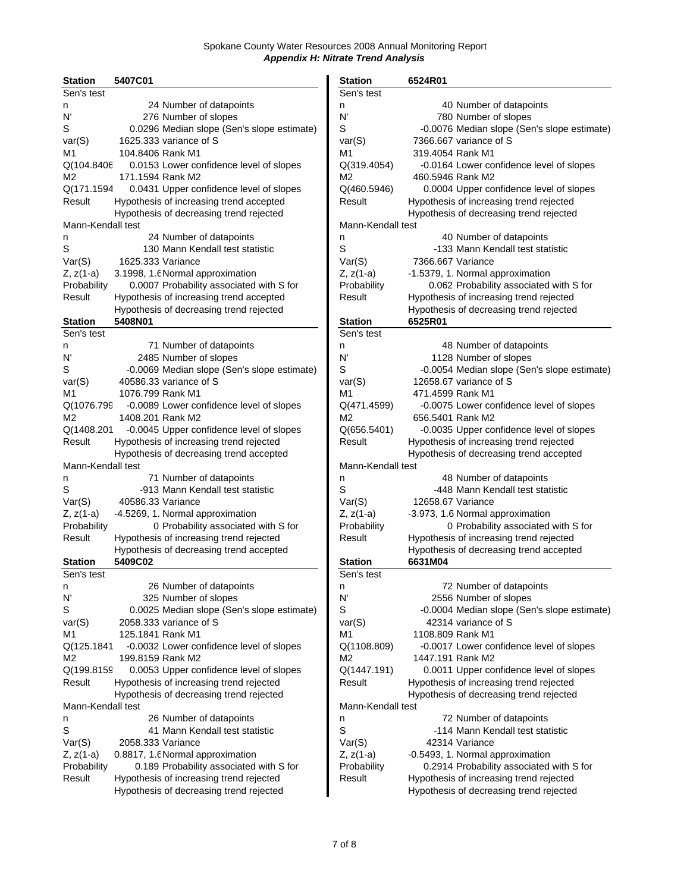Spokane County Water Resources 2008 Annual Monitoring Report
***Appendix H: Nitrate Trend Analysis***

| **Station** | **5407C01** | |
|---|---|---|
| Sen's test | | |
| n | 24 | Number of datapoints |
| N' | 276 | Number of slopes |
| S | 0.0296 | Median slope (Sen's slope estimate) |
| var(S) | 1625.333 | variance of S |
| M1 | 104.8406 | Rank M1 |
| Q(104.8406 | 0.0153 | Lower confidence level of slopes |
| M2 | 171.1594 | Rank M2 |
| Q(171.1594 | 0.0431 | Upper confidence level of slopes |
| Result | Hypothesis of increasing trend accepted | |
| | Hypothesis of decreasing trend rejected | |
| Mann-Kendall test | | |
| n | 24 | Number of datapoints |
| S | 130 | Mann Kendall test statistic |
| Var(S) | 1625.333 | Variance |
| Z, z(1-a) | 3.1998, 1.6 | Normal approximation |
| Probability | 0.0007 | Probability associated with S for |
| Result | Hypothesis of increasing trend accepted | |
| | Hypothesis of decreasing trend rejected | |

| **Station** | **5408N01** | |
|---|---|---|
| Sen's test | | |
| n | 71 | Number of datapoints |
| N' | 2485 | Number of slopes |
| S | -0.0069 | Median slope (Sen's slope estimate) |
| var(S) | 40586.33 | variance of S |
| M1 | 1076.799 | Rank M1 |
| Q(1076.799 | -0.0089 | Lower confidence level of slopes |
| M2 | 1408.201 | Rank M2 |
| Q(1408.201 | -0.0045 | Upper confidence level of slopes |
| Result | Hypothesis of increasing trend rejected | |
| | Hypothesis of decreasing trend accepted | |
| Mann-Kendall test | | |
| n | 71 | Number of datapoints |
| S | -913 | Mann Kendall test statistic |
| Var(S) | 40586.33 | Variance |
| Z, z(1-a) | -4.5269, 1. | Normal approximation |
| Probability | 0 | Probability associated with S for |
| Result | Hypothesis of increasing trend rejected | |
| | Hypothesis of decreasing trend accepted | |

| **Station** | **5409C02** | |
|---|---|---|
| Sen's test | | |
| n | 26 | Number of datapoints |
| N' | 325 | Number of slopes |
| S | 0.0025 | Median slope (Sen's slope estimate) |
| var(S) | 2058.333 | variance of S |
| M1 | 125.1841 | Rank M1 |
| Q(125.1841 | -0.0032 | Lower confidence level of slopes |
| M2 | 199.8159 | Rank M2 |
| Q(199.8159 | 0.0053 | Upper confidence level of slopes |
| Result | Hypothesis of increasing trend rejected | |
| | Hypothesis of decreasing trend rejected | |
| Mann-Kendall test | | |
| n | 26 | Number of datapoints |
| S | 41 | Mann Kendall test statistic |
| Var(S) | 2058.333 | Variance |
| Z, z(1-a) | 0.8817, 1.6 | Normal approximation |
| Probability | 0.189 | Probability associated with S for |
| Result | Hypothesis of increasing trend rejected | |
| | Hypothesis of decreasing trend rejected | |

| **Station** | **6524R01** | |
|---|---|---|
| Sen's test | | |
| n | 40 | Number of datapoints |
| N' | 780 | Number of slopes |
| S | -0.0076 | Median slope (Sen's slope estimate) |
| var(S) | 7366.667 | variance of S |
| M1 | 319.4054 | Rank M1 |
| Q(319.4054) | -0.0164 | Lower confidence level of slopes |
| M2 | 460.5946 | Rank M2 |
| Q(460.5946) | 0.0004 | Upper confidence level of slopes |
| Result | Hypothesis of increasing trend rejected | |
| | Hypothesis of decreasing trend rejected | |
| Mann-Kendall test | | |
| n | 40 | Number of datapoints |
| S | -133 | Mann Kendall test statistic |
| Var(S) | 7366.667 | Variance |
| Z, z(1-a) | -1.5379, 1. | Normal approximation |
| Probability | 0.062 | Probability associated with S for |
| Result | Hypothesis of increasing trend rejected | |
| | Hypothesis of decreasing trend rejected | |

| **Station** | **6525R01** | |
|---|---|---|
| Sen's test | | |
| n | 48 | Number of datapoints |
| N' | 1128 | Number of slopes |
| S | -0.0054 | Median slope (Sen's slope estimate) |
| var(S) | 12658.67 | variance of S |
| M1 | 471.4599 | Rank M1 |
| Q(471.4599) | -0.0075 | Lower confidence level of slopes |
| M2 | 656.5401 | Rank M2 |
| Q(656.5401) | -0.0035 | Upper confidence level of slopes |
| Result | Hypothesis of increasing trend rejected | |
| | Hypothesis of decreasing trend accepted | |
| Mann-Kendall test | | |
| n | 48 | Number of datapoints |
| S | -448 | Mann Kendall test statistic |
| Var(S) | 12658.67 | Variance |
| Z, z(1-a) | -3.973, 1.6 | Normal approximation |
| Probability | 0 | Probability associated with S for |
| Result | Hypothesis of increasing trend rejected | |
| | Hypothesis of decreasing trend accepted | |

| **Station** | **6631M04** | |
|---|---|---|
| Sen's test | | |
| n | 72 | Number of datapoints |
| N' | 2556 | Number of slopes |
| S | -0.0004 | Median slope (Sen's slope estimate) |
| var(S) | 42314 | variance of S |
| M1 | 1108.809 | Rank M1 |
| Q(1108.809) | -0.0017 | Lower confidence level of slopes |
| M2 | 1447.191 | Rank M2 |
| Q(1447.191) | 0.0011 | Upper confidence level of slopes |
| Result | Hypothesis of increasing trend rejected | |
| | Hypothesis of decreasing trend rejected | |
| Mann-Kendall test | | |
| n | 72 | Number of datapoints |
| S | -114 | Mann Kendall test statistic |
| Var(S) | 42314 | Variance |
| Z, z(1-a) | -0.5493, 1. | Normal approximation |
| Probability | 0.2914 | Probability associated with S for |
| Result | Hypothesis of increasing trend rejected | |
| | Hypothesis of decreasing trend rejected | |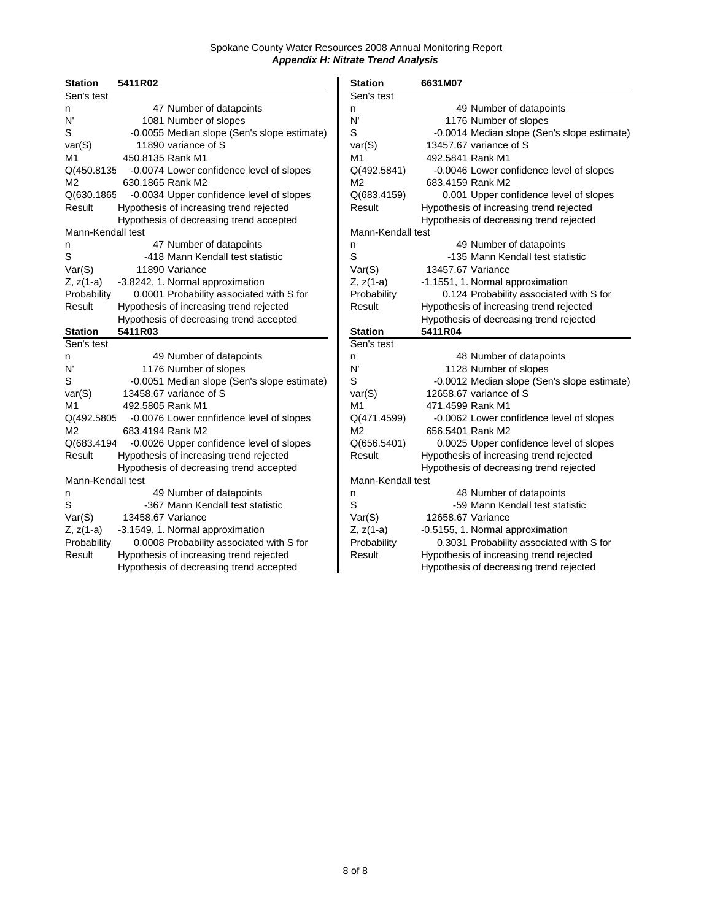Spokane County Water Resources 2008 Annual Monitoring Report

***Appendix H: Nitrate Trend Analysis***

**Station 5411R02**

| | | |
|---|---|---|
| Sen's test | | |
| n | 47 | Number of datapoints |
| N' | 1081 | Number of slopes |
| S | -0.0055 | Median slope (Sen's slope estimate) |
| var(S) | 11890 | variance of S |
| M1 | 450.8135 | Rank M1 |
| Q(450.8135 | -0.0074 | Lower confidence level of slopes |
| M2 | 630.1865 | Rank M2 |
| Q(630.1865 | -0.0034 | Upper confidence level of slopes |
| Result | Hypothesis of increasing trend rejected | |
| | Hypothesis of decreasing trend accepted | |
| Mann-Kendall test | | |
| n | 47 | Number of datapoints |
| S | -418 | Mann Kendall test statistic |
| Var(S) | 11890 | Variance |
| Z, z(1-a) | -3.8242, 1. | Normal approximation |
| Probability | 0.0001 | Probability associated with S for |
| Result | Hypothesis of increasing trend rejected | |
| | Hypothesis of decreasing trend accepted | |

**Station 6631M07**

| | | |
|---|---|---|
| Sen's test | | |
| n | 49 | Number of datapoints |
| N' | 1176 | Number of slopes |
| S | -0.0014 | Median slope (Sen's slope estimate) |
| var(S) | 13457.67 | variance of S |
| M1 | 492.5841 | Rank M1 |
| Q(492.5841) | -0.0046 | Lower confidence level of slopes |
| M2 | 683.4159 | Rank M2 |
| Q(683.4159) | 0.001 | Upper confidence level of slopes |
| Result | Hypothesis of increasing trend rejected | |
| | Hypothesis of decreasing trend rejected | |
| Mann-Kendall test | | |
| n | 49 | Number of datapoints |
| S | -135 | Mann Kendall test statistic |
| Var(S) | 13457.67 | Variance |
| Z, z(1-a) | -1.1551, 1. | Normal approximation |
| Probability | 0.124 | Probability associated with S for |
| Result | Hypothesis of increasing trend rejected | |
| | Hypothesis of decreasing trend rejected | |

**Station 5411R03**

| | | |
|---|---|---|
| Sen's test | | |
| n | 49 | Number of datapoints |
| N' | 1176 | Number of slopes |
| S | -0.0051 | Median slope (Sen's slope estimate) |
| var(S) | 13458.67 | variance of S |
| M1 | 492.5805 | Rank M1 |
| Q(492.5805 | -0.0076 | Lower confidence level of slopes |
| M2 | 683.4194 | Rank M2 |
| Q(683.4194 | -0.0026 | Upper confidence level of slopes |
| Result | Hypothesis of increasing trend rejected | |
| | Hypothesis of decreasing trend accepted | |
| Mann-Kendall test | | |
| n | 49 | Number of datapoints |
| S | -367 | Mann Kendall test statistic |
| Var(S) | 13458.67 | Variance |
| Z, z(1-a) | -3.1549, 1. | Normal approximation |
| Probability | 0.0008 | Probability associated with S for |
| Result | Hypothesis of increasing trend rejected | |
| | Hypothesis of decreasing trend accepted | |

**Station 5411R04**

| | | |
|---|---|---|
| Sen's test | | |
| n | 48 | Number of datapoints |
| N' | 1128 | Number of slopes |
| S | -0.0012 | Median slope (Sen's slope estimate) |
| var(S) | 12658.67 | variance of S |
| M1 | 471.4599 | Rank M1 |
| Q(471.4599) | -0.0062 | Lower confidence level of slopes |
| M2 | 656.5401 | Rank M2 |
| Q(656.5401) | 0.0025 | Upper confidence level of slopes |
| Result | Hypothesis of increasing trend rejected | |
| | Hypothesis of decreasing trend rejected | |
| Mann-Kendall test | | |
| n | 48 | Number of datapoints |
| S | -59 | Mann Kendall test statistic |
| Var(S) | 12658.67 | Variance |
| Z, z(1-a) | -0.5155, 1. | Normal approximation |
| Probability | 0.3031 | Probability associated with S for |
| Result | Hypothesis of increasing trend rejected | |
| | Hypothesis of decreasing trend rejected | |